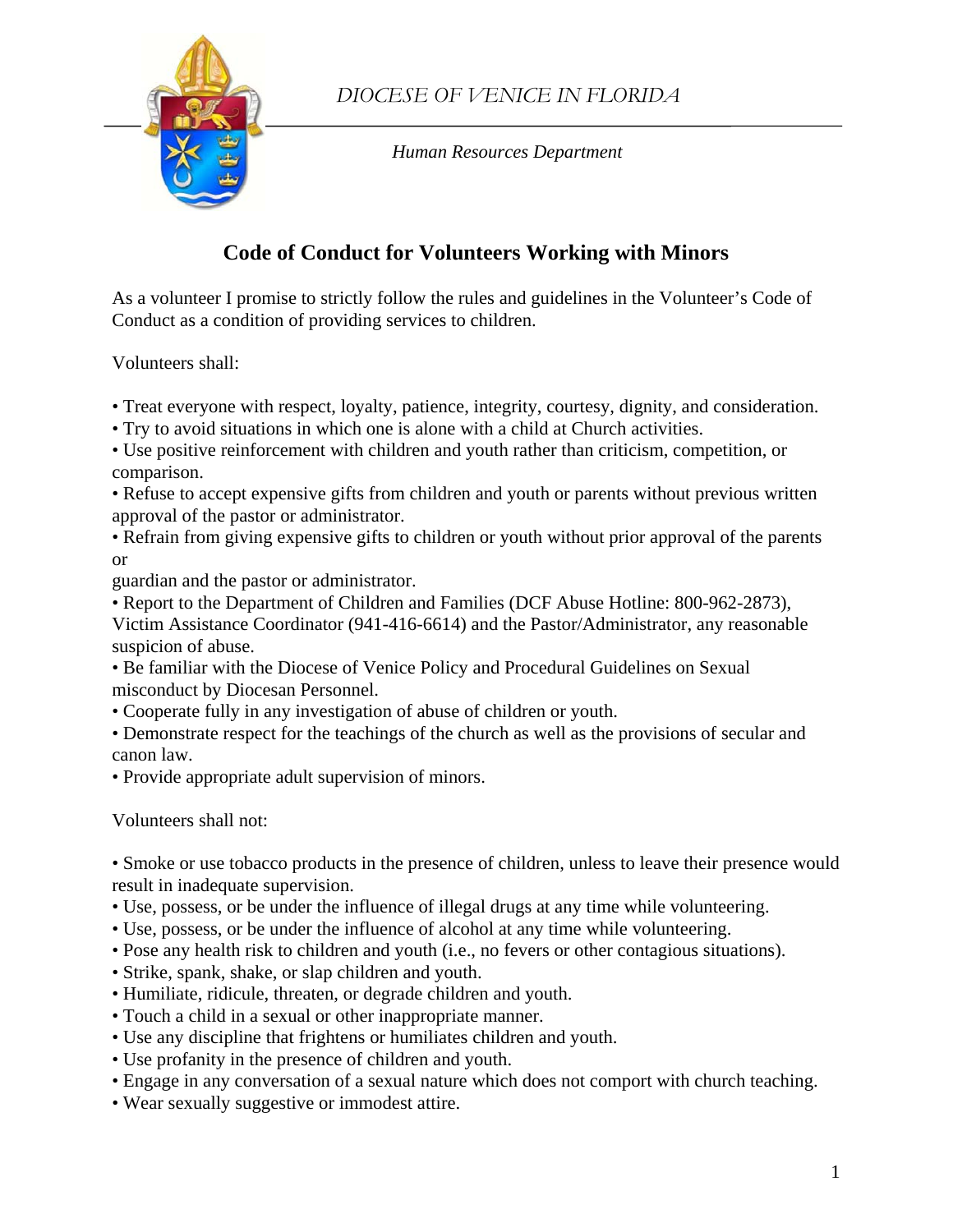*DIOCESE OF VENICE IN FLORIDA*

*Human Resources Department*

# Code of Conduct for Volunteers Working with Minors

As a volunteer I promise to strictly follow the rules and guidelines in the Volunteer's Code of Conduct as a condition of providing services to children.

Volunteers shall:

- Treat everyone with respect, loyalty, patience, integrity, courtesy, dignity, and consideration.
- Try to avoid situations in which one is alone with a child at Church activities.
- Use positive reinforcement with children and youth rather than criticism, competition, or comparison.
- Refuse to accept expensive gifts from children and youth or parents without previous written approval of the pastor or administrator.
- Refrain from giving expensive gifts to children or youth without prior approval of the parents or guardian and the pastor or administrator.
- Report to the Department of Children and Families (DCF Abuse Hotline: 800-962-2873), Victim Assistance Coordinator (941-416-6614) and the Pastor/Administrator, any reasonable suspicion of abuse.
- Be familiar with the Diocese of Venice Policy and Procedural Guidelines on Sexual misconduct by Diocesan Personnel.
- Cooperate fully in any investigation of abuse of children or youth.
- Demonstrate respect for the teachings of the church as well as the provisions of secular and canon law.
- Provide appropriate adult supervision of minors.

Volunteers shall not:

- Smoke or use tobacco products in the presence of children, unless to leave their presence would result in inadequate supervision.
- Use, possess, or be under the influence of illegal drugs at any time while volunteering.
- Use, possess, or be under the influence of alcohol at any time while volunteering.
- Pose any health risk to children and youth (i.e., no fevers or other contagious situations).
- Strike, spank, shake, or slap children and youth.
- Humiliate, ridicule, threaten, or degrade children and youth.
- Touch a child in a sexual or other inappropriate manner.
- Use any discipline that frightens or humiliates children and youth.
- Use profanity in the presence of children and youth.
- Engage in any conversation of a sexual nature which does not comport with church teaching.
- Wear sexually suggestive or immodest attire.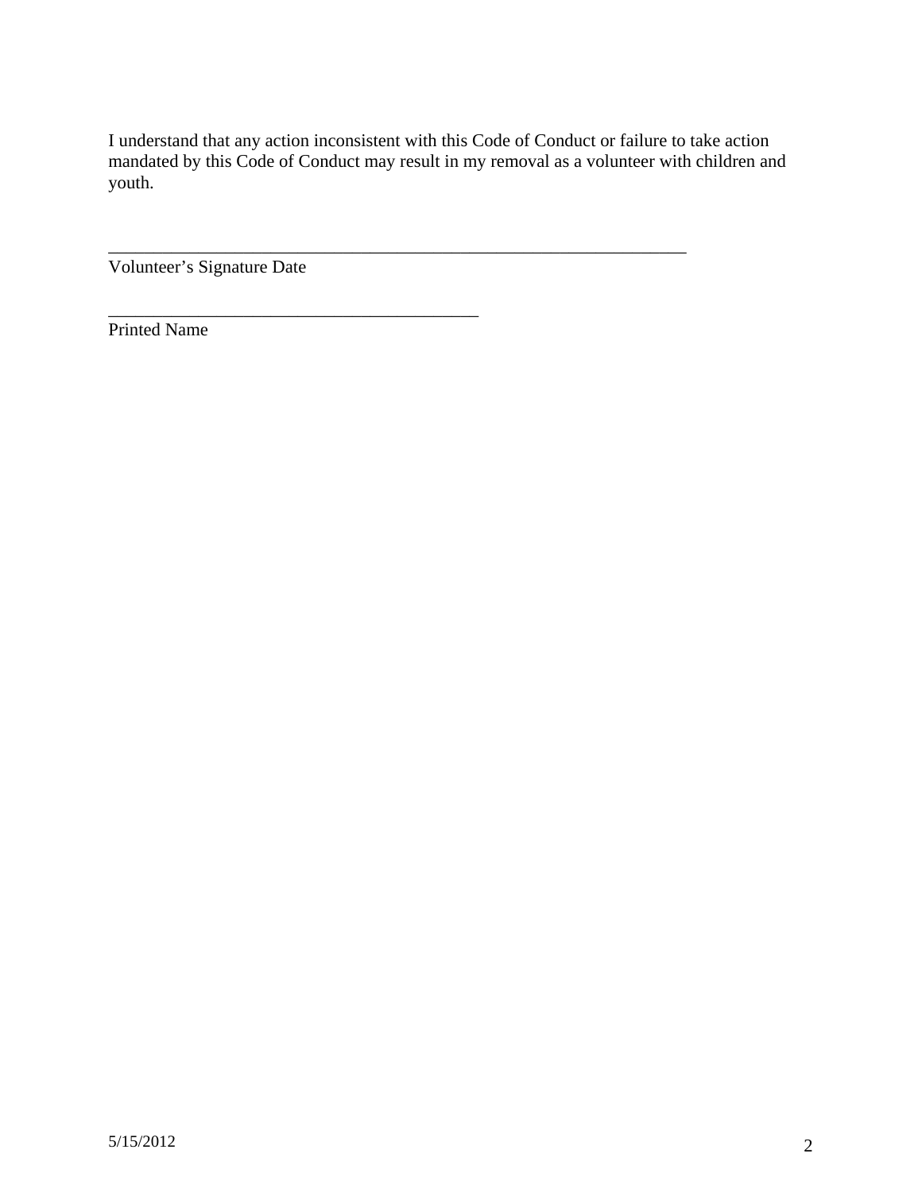I understand that any action inconsistent with this Code of Conduct or failure to take action mandated by this Code of Conduct may result in my removal as a volunteer with children and youth.

\_\_\_\_\_\_\_\_\_\_\_\_\_\_\_\_\_\_\_\_\_\_\_\_\_\_\_\_\_\_\_\_\_\_\_\_\_\_\_\_\_\_\_\_\_\_\_\_\_\_\_\_\_\_\_\_\_\_\_\_\_\_\_\_

Volunteer's Signature Date

\_\_\_\_\_\_\_\_\_\_\_\_\_\_\_\_\_\_\_\_\_\_\_\_\_\_\_\_\_\_\_\_\_\_\_\_\_\_\_\_\_\_

Printed Name

5/15/2012